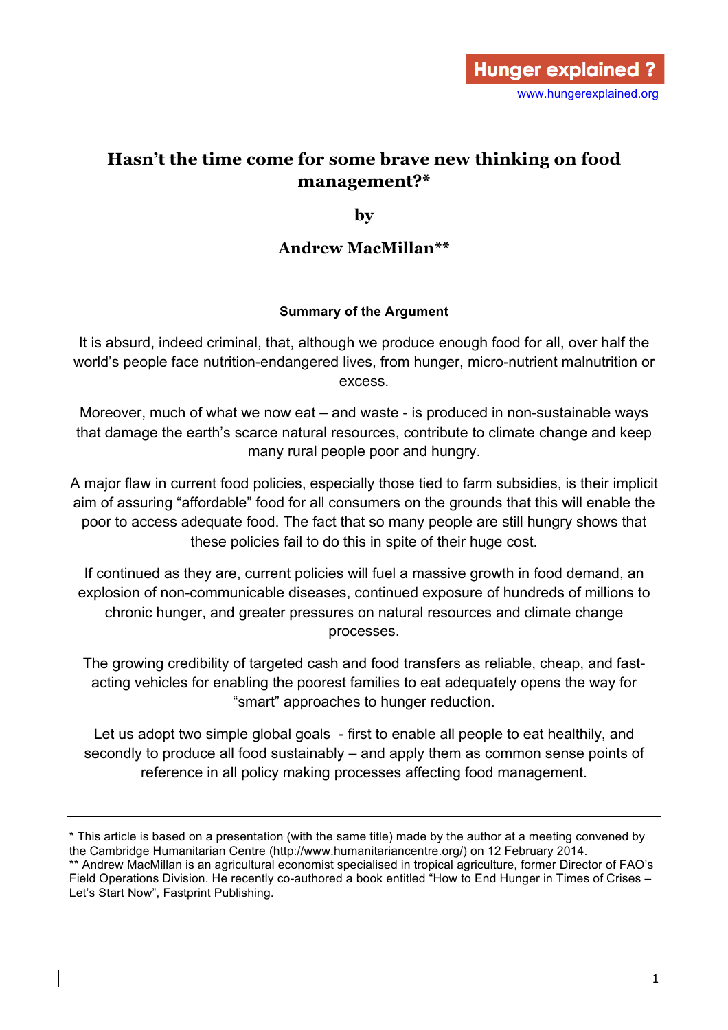Hunger explained ?
www.hungerexplained.org

# Hasn't the time come for some brave new thinking on food management?*

**by**

**Andrew MacMillan****

### Summary of the Argument

It is absurd, indeed criminal, that, although we produce enough food for all, over half the world's people face nutrition-endangered lives, from hunger, micro-nutrient malnutrition or excess.

Moreover, much of what we now eat – and waste - is produced in non-sustainable ways that damage the earth's scarce natural resources, contribute to climate change and keep many rural people poor and hungry.

A major flaw in current food policies, especially those tied to farm subsidies, is their implicit aim of assuring "affordable" food for all consumers on the grounds that this will enable the poor to access adequate food. The fact that so many people are still hungry shows that these policies fail to do this in spite of their huge cost.

If continued as they are, current policies will fuel a massive growth in food demand, an explosion of non-communicable diseases, continued exposure of hundreds of millions to chronic hunger, and greater pressures on natural resources and climate change processes.

The growing credibility of targeted cash and food transfers as reliable, cheap, and fast-acting vehicles for enabling the poorest families to eat adequately opens the way for "smart" approaches to hunger reduction.

Let us adopt two simple global goals - first to enable all people to eat healthily, and secondly to produce all food sustainably – and apply them as common sense points of reference in all policy making processes affecting food management.

---

* This article is based on a presentation (with the same title) made by the author at a meeting convened by the Cambridge Humanitarian Centre (http://www.humanitariancentre.org/) on 12 February 2014.
** Andrew MacMillan is an agricultural economist specialised in tropical agriculture, former Director of FAO's Field Operations Division. He recently co-authored a book entitled "How to End Hunger in Times of Crises – Let's Start Now", Fastprint Publishing.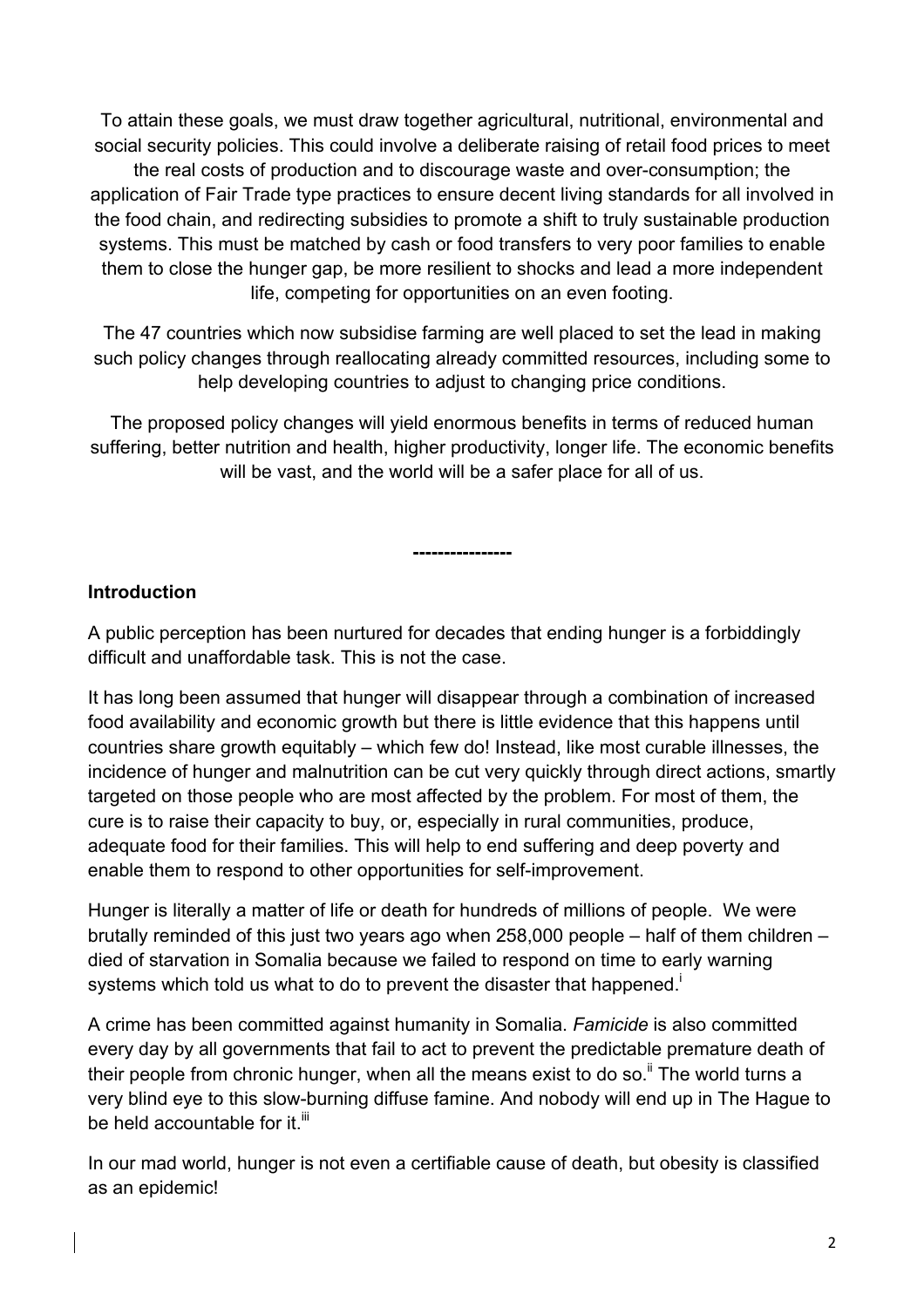To attain these goals, we must draw together agricultural, nutritional, environmental and social security policies. This could involve a deliberate raising of retail food prices to meet the real costs of production and to discourage waste and over-consumption; the application of Fair Trade type practices to ensure decent living standards for all involved in the food chain, and redirecting subsidies to promote a shift to truly sustainable production systems. This must be matched by cash or food transfers to very poor families to enable them to close the hunger gap, be more resilient to shocks and lead a more independent life, competing for opportunities on an even footing.

The 47 countries which now subsidise farming are well placed to set the lead in making such policy changes through reallocating already committed resources, including some to help developing countries to adjust to changing price conditions.

The proposed policy changes will yield enormous benefits in terms of reduced human suffering, better nutrition and health, higher productivity, longer life. The economic benefits will be vast, and the world will be a safer place for all of us.

---

## Introduction

A public perception has been nurtured for decades that ending hunger is a forbiddingly difficult and unaffordable task. This is not the case.

It has long been assumed that hunger will disappear through a combination of increased food availability and economic growth but there is little evidence that this happens until countries share growth equitably – which few do! Instead, like most curable illnesses, the incidence of hunger and malnutrition can be cut very quickly through direct actions, smartly targeted on those people who are most affected by the problem. For most of them, the cure is to raise their capacity to buy, or, especially in rural communities, produce, adequate food for their families. This will help to end suffering and deep poverty and enable them to respond to other opportunities for self-improvement.

Hunger is literally a matter of life or death for hundreds of millions of people. We were brutally reminded of this just two years ago when 258,000 people – half of them children – died of starvation in Somalia because we failed to respond on time to early warning systems which told us what to do to prevent the disaster that happened.[i]

A crime has been committed against humanity in Somalia. *Famicide* is also committed every day by all governments that fail to act to prevent the predictable premature death of their people from chronic hunger, when all the means exist to do so.[ii] The world turns a very blind eye to this slow-burning diffuse famine. And nobody will end up in The Hague to be held accountable for it.[iii]

In our mad world, hunger is not even a certifiable cause of death, but obesity is classified as an epidemic!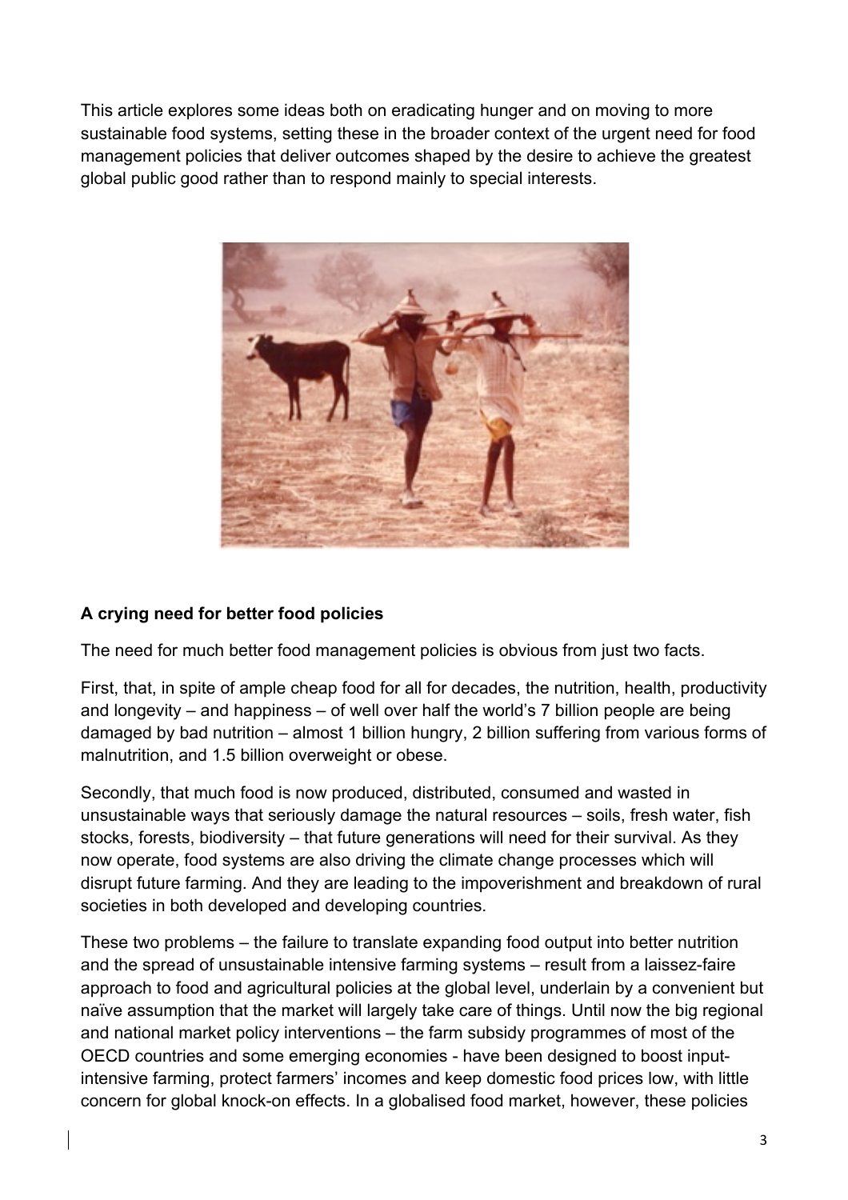This article explores some ideas both on eradicating hunger and on moving to more sustainable food systems, setting these in the broader context of the urgent need for food management policies that deliver outcomes shaped by the desire to achieve the greatest global public good rather than to respond mainly to special interests.

**A crying need for better food policies**

The need for much better food management policies is obvious from just two facts.

First, that, in spite of ample cheap food for all for decades, the nutrition, health, productivity and longevity – and happiness – of well over half the world's 7 billion people are being damaged by bad nutrition – almost 1 billion hungry, 2 billion suffering from various forms of malnutrition, and 1.5 billion overweight or obese.

Secondly, that much food is now produced, distributed, consumed and wasted in unsustainable ways that seriously damage the natural resources – soils, fresh water, fish stocks, forests, biodiversity – that future generations will need for their survival. As they now operate, food systems are also driving the climate change processes which will disrupt future farming. And they are leading to the impoverishment and breakdown of rural societies in both developed and developing countries.

These two problems – the failure to translate expanding food output into better nutrition and the spread of unsustainable intensive farming systems – result from a laissez-faire approach to food and agricultural policies at the global level, underlain by a convenient but naïve assumption that the market will largely take care of things. Until now the big regional and national market policy interventions – the farm subsidy programmes of most of the OECD countries and some emerging economies - have been designed to boost input-intensive farming, protect farmers' incomes and keep domestic food prices low, with little concern for global knock-on effects. In a globalised food market, however, these policies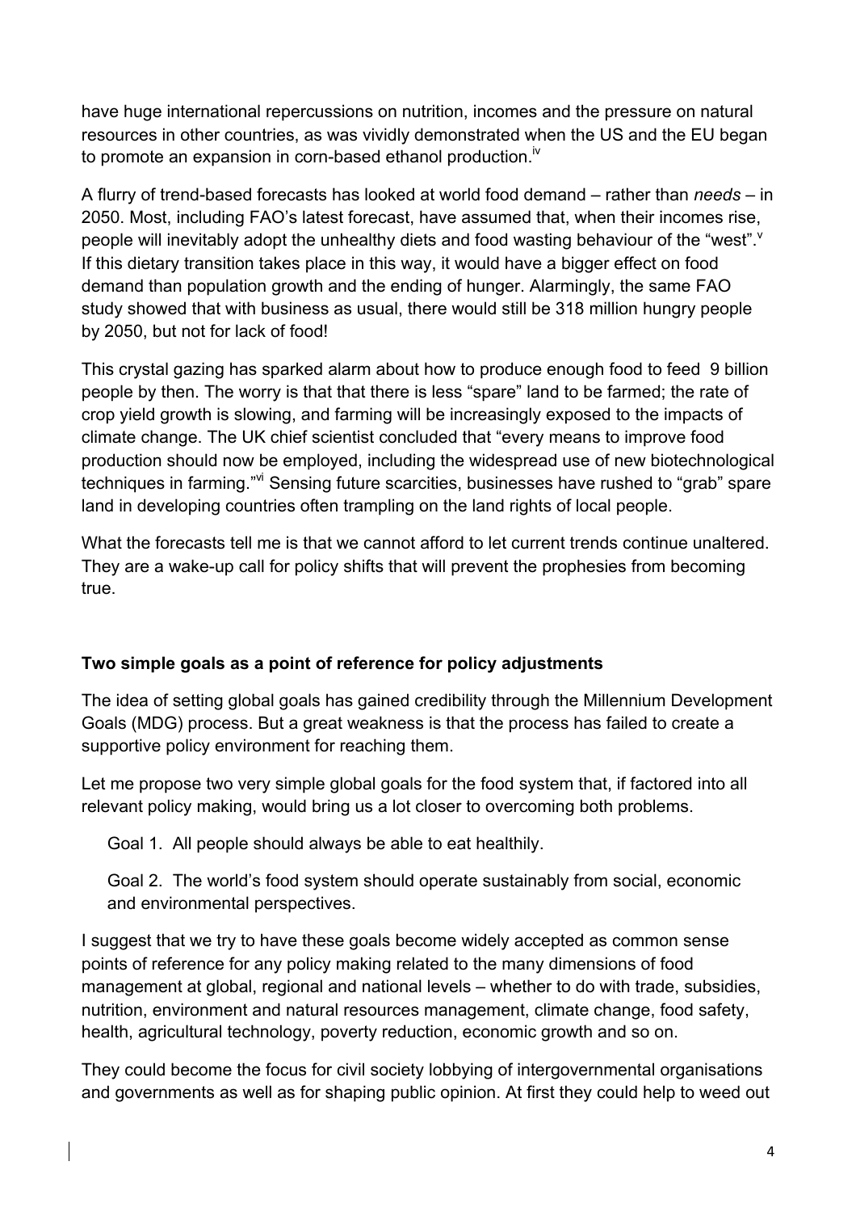have huge international repercussions on nutrition, incomes and the pressure on natural resources in other countries, as was vividly demonstrated when the US and the EU began to promote an expansion in corn-based ethanol production.[iv]

A flurry of trend-based forecasts has looked at world food demand – rather than *needs* – in 2050. Most, including FAO's latest forecast, have assumed that, when their incomes rise, people will inevitably adopt the unhealthy diets and food wasting behaviour of the "west".[v] If this dietary transition takes place in this way, it would have a bigger effect on food demand than population growth and the ending of hunger. Alarmingly, the same FAO study showed that with business as usual, there would still be 318 million hungry people by 2050, but not for lack of food!

This crystal gazing has sparked alarm about how to produce enough food to feed 9 billion people by then. The worry is that that there is less "spare" land to be farmed; the rate of crop yield growth is slowing, and farming will be increasingly exposed to the impacts of climate change. The UK chief scientist concluded that "every means to improve food production should now be employed, including the widespread use of new biotechnological techniques in farming."[vi] Sensing future scarcities, businesses have rushed to "grab" spare land in developing countries often trampling on the land rights of local people.

What the forecasts tell me is that we cannot afford to let current trends continue unaltered. They are a wake-up call for policy shifts that will prevent the prophesies from becoming true.

**Two simple goals as a point of reference for policy adjustments**

The idea of setting global goals has gained credibility through the Millennium Development Goals (MDG) process. But a great weakness is that the process has failed to create a supportive policy environment for reaching them.

Let me propose two very simple global goals for the food system that, if factored into all relevant policy making, would bring us a lot closer to overcoming both problems.

Goal 1. All people should always be able to eat healthily.

Goal 2. The world's food system should operate sustainably from social, economic and environmental perspectives.

I suggest that we try to have these goals become widely accepted as common sense points of reference for any policy making related to the many dimensions of food management at global, regional and national levels – whether to do with trade, subsidies, nutrition, environment and natural resources management, climate change, food safety, health, agricultural technology, poverty reduction, economic growth and so on.

They could become the focus for civil society lobbying of intergovernmental organisations and governments as well as for shaping public opinion. At first they could help to weed out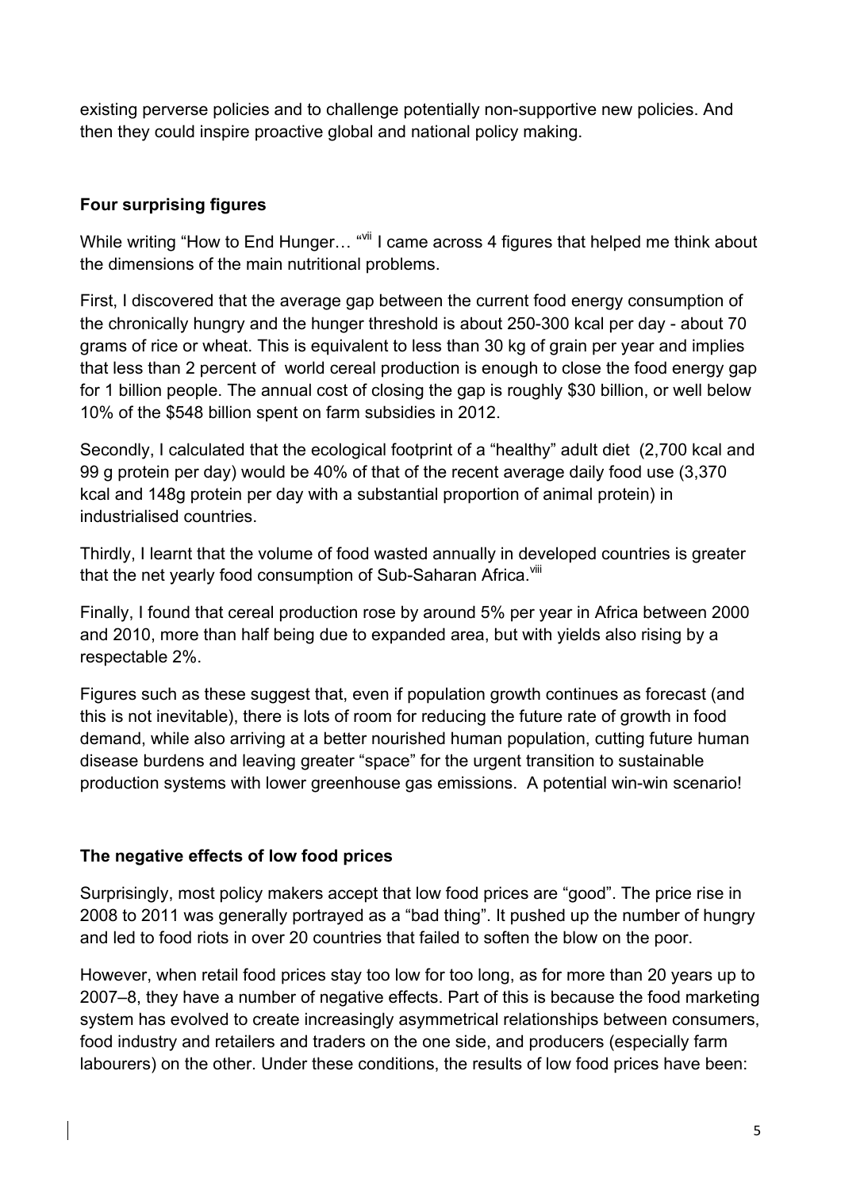existing perverse policies and to challenge potentially non-supportive new policies. And then they could inspire proactive global and national policy making.

**Four surprising figures**

While writing "How to End Hunger… "[vii] I came across 4 figures that helped me think about the dimensions of the main nutritional problems.

First, I discovered that the average gap between the current food energy consumption of the chronically hungry and the hunger threshold is about 250-300 kcal per day - about 70 grams of rice or wheat. This is equivalent to less than 30 kg of grain per year and implies that less than 2 percent of world cereal production is enough to close the food energy gap for 1 billion people. The annual cost of closing the gap is roughly $30 billion, or well below 10% of the $548 billion spent on farm subsidies in 2012.

Secondly, I calculated that the ecological footprint of a "healthy" adult diet (2,700 kcal and 99 g protein per day) would be 40% of that of the recent average daily food use (3,370 kcal and 148g protein per day with a substantial proportion of animal protein) in industrialised countries.

Thirdly, I learnt that the volume of food wasted annually in developed countries is greater that the net yearly food consumption of Sub-Saharan Africa.[viii]

Finally, I found that cereal production rose by around 5% per year in Africa between 2000 and 2010, more than half being due to expanded area, but with yields also rising by a respectable 2%.

Figures such as these suggest that, even if population growth continues as forecast (and this is not inevitable), there is lots of room for reducing the future rate of growth in food demand, while also arriving at a better nourished human population, cutting future human disease burdens and leaving greater "space" for the urgent transition to sustainable production systems with lower greenhouse gas emissions. A potential win-win scenario!

**The negative effects of low food prices**

Surprisingly, most policy makers accept that low food prices are "good". The price rise in 2008 to 2011 was generally portrayed as a "bad thing". It pushed up the number of hungry and led to food riots in over 20 countries that failed to soften the blow on the poor.

However, when retail food prices stay too low for too long, as for more than 20 years up to 2007–8, they have a number of negative effects. Part of this is because the food marketing system has evolved to create increasingly asymmetrical relationships between consumers, food industry and retailers and traders on the one side, and producers (especially farm labourers) on the other. Under these conditions, the results of low food prices have been: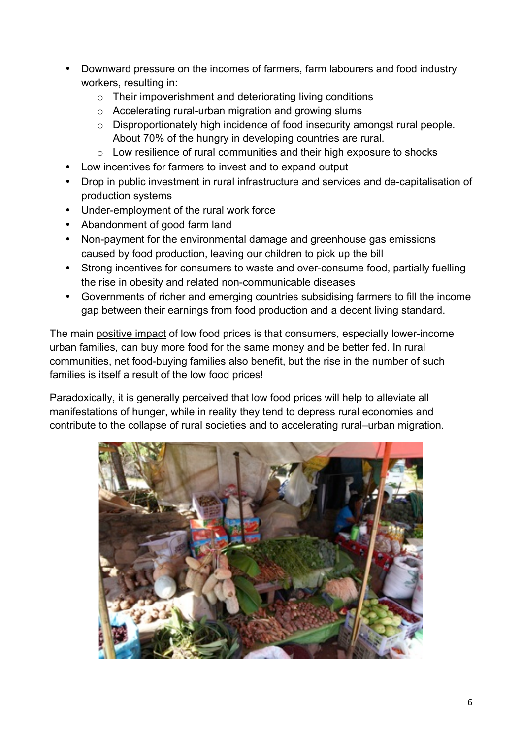- Downward pressure on the incomes of farmers, farm labourers and food industry workers, resulting in:
    - Their impoverishment and deteriorating living conditions
    - Accelerating rural-urban migration and growing slums
    - Disproportionately high incidence of food insecurity amongst rural people. About 70% of the hungry in developing countries are rural.
    - Low resilience of rural communities and their high exposure to shocks
- Low incentives for farmers to invest and to expand output
- Drop in public investment in rural infrastructure and services and de-capitalisation of production systems
- Under-employment of the rural work force
- Abandonment of good farm land
- Non-payment for the environmental damage and greenhouse gas emissions caused by food production, leaving our children to pick up the bill
- Strong incentives for consumers to waste and over-consume food, partially fuelling the rise in obesity and related non-communicable diseases
- Governments of richer and emerging countries subsidising farmers to fill the income gap between their earnings from food production and a decent living standard.

The main positive impact of low food prices is that consumers, especially lower-income urban families, can buy more food for the same money and be better fed. In rural communities, net food-buying families also benefit, but the rise in the number of such families is itself a result of the low food prices!

Paradoxically, it is generally perceived that low food prices will help to alleviate all manifestations of hunger, while in reality they tend to depress rural economies and contribute to the collapse of rural societies and to accelerating rural–urban migration.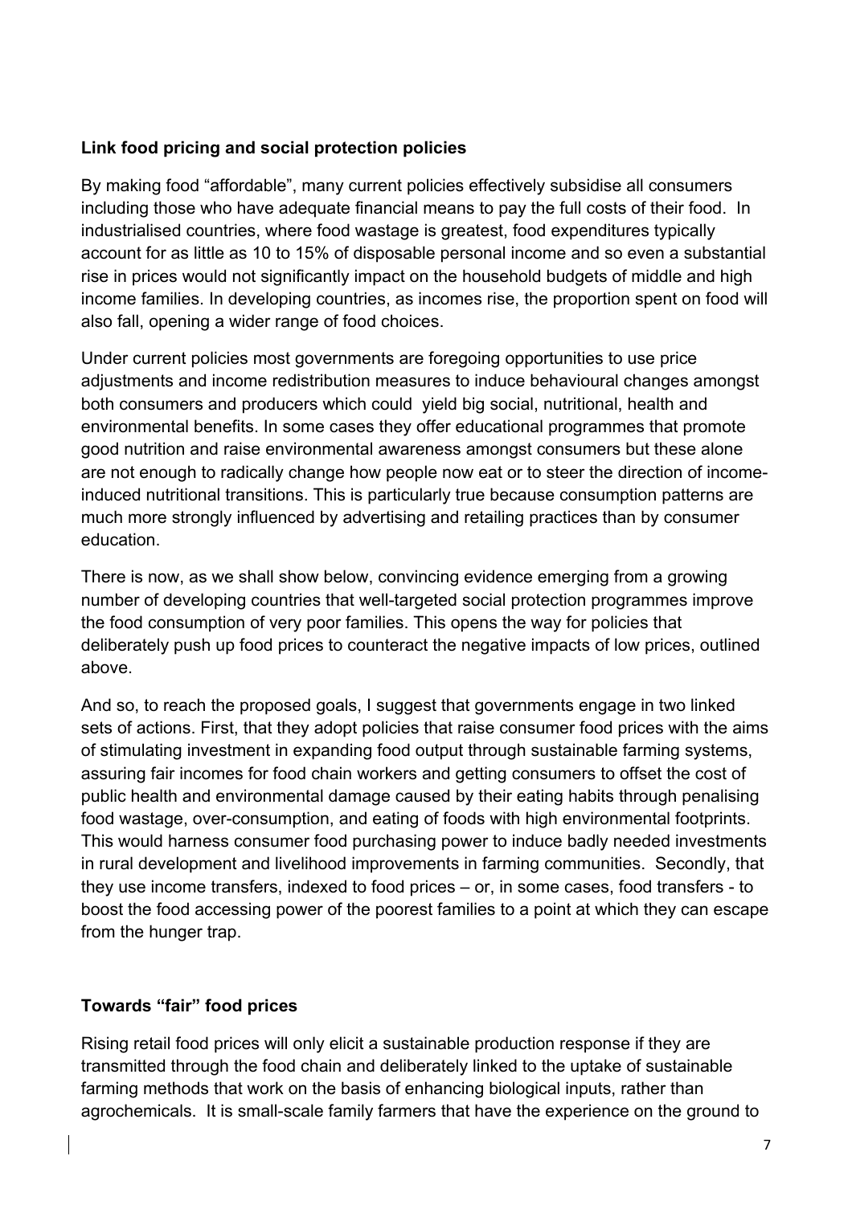**Link food pricing and social protection policies**

By making food "affordable", many current policies effectively subsidise all consumers including those who have adequate financial means to pay the full costs of their food. In industrialised countries, where food wastage is greatest, food expenditures typically account for as little as 10 to 15% of disposable personal income and so even a substantial rise in prices would not significantly impact on the household budgets of middle and high income families. In developing countries, as incomes rise, the proportion spent on food will also fall, opening a wider range of food choices.

Under current policies most governments are foregoing opportunities to use price adjustments and income redistribution measures to induce behavioural changes amongst both consumers and producers which could yield big social, nutritional, health and environmental benefits. In some cases they offer educational programmes that promote good nutrition and raise environmental awareness amongst consumers but these alone are not enough to radically change how people now eat or to steer the direction of income-induced nutritional transitions. This is particularly true because consumption patterns are much more strongly influenced by advertising and retailing practices than by consumer education.

There is now, as we shall show below, convincing evidence emerging from a growing number of developing countries that well-targeted social protection programmes improve the food consumption of very poor families. This opens the way for policies that deliberately push up food prices to counteract the negative impacts of low prices, outlined above.

And so, to reach the proposed goals, I suggest that governments engage in two linked sets of actions. First, that they adopt policies that raise consumer food prices with the aims of stimulating investment in expanding food output through sustainable farming systems, assuring fair incomes for food chain workers and getting consumers to offset the cost of public health and environmental damage caused by their eating habits through penalising food wastage, over-consumption, and eating of foods with high environmental footprints. This would harness consumer food purchasing power to induce badly needed investments in rural development and livelihood improvements in farming communities. Secondly, that they use income transfers, indexed to food prices – or, in some cases, food transfers - to boost the food accessing power of the poorest families to a point at which they can escape from the hunger trap.

**Towards "fair" food prices**

Rising retail food prices will only elicit a sustainable production response if they are transmitted through the food chain and deliberately linked to the uptake of sustainable farming methods that work on the basis of enhancing biological inputs, rather than agrochemicals. It is small-scale family farmers that have the experience on the ground to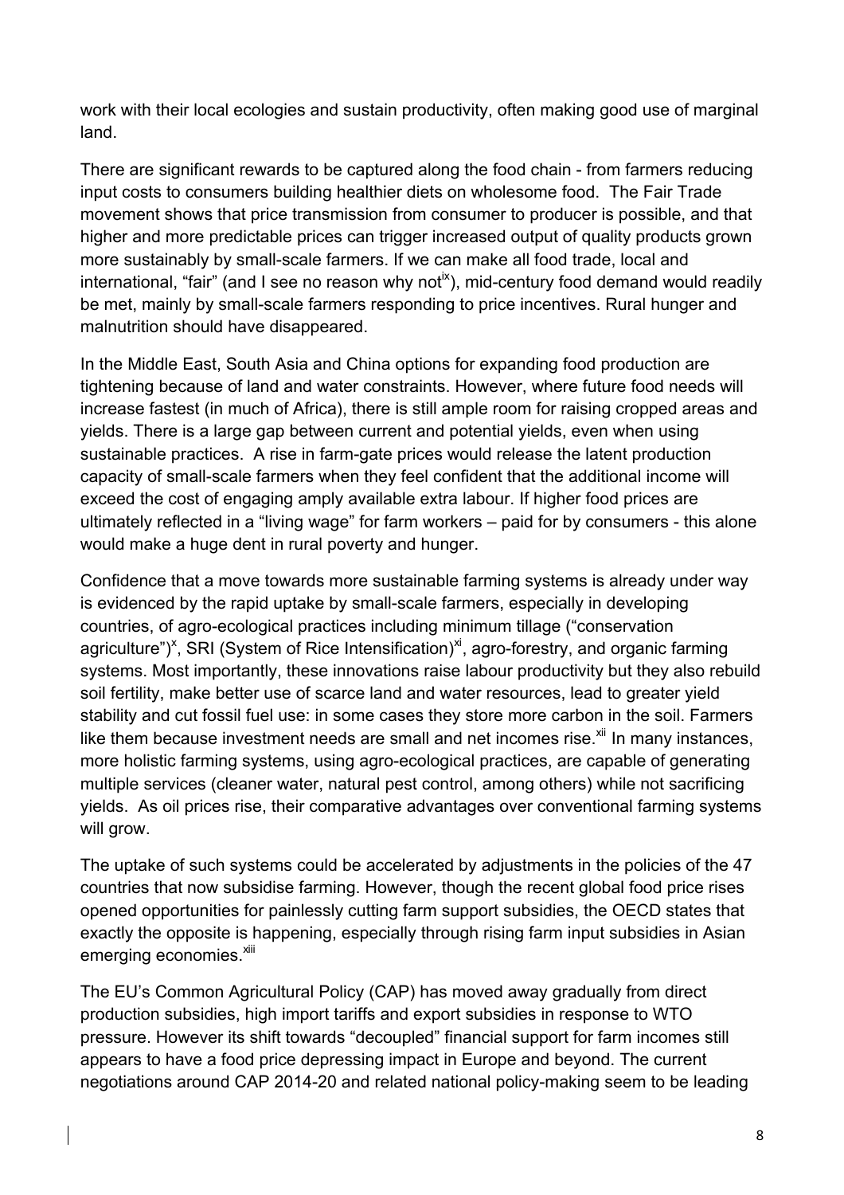work with their local ecologies and sustain productivity, often making good use of marginal land.

There are significant rewards to be captured along the food chain - from farmers reducing input costs to consumers building healthier diets on wholesome food. The Fair Trade movement shows that price transmission from consumer to producer is possible, and that higher and more predictable prices can trigger increased output of quality products grown more sustainably by small-scale farmers. If we can make all food trade, local and international, "fair" (and I see no reason why not[ix]), mid-century food demand would readily be met, mainly by small-scale farmers responding to price incentives. Rural hunger and malnutrition should have disappeared.

In the Middle East, South Asia and China options for expanding food production are tightening because of land and water constraints. However, where future food needs will increase fastest (in much of Africa), there is still ample room for raising cropped areas and yields. There is a large gap between current and potential yields, even when using sustainable practices. A rise in farm-gate prices would release the latent production capacity of small-scale farmers when they feel confident that the additional income will exceed the cost of engaging amply available extra labour. If higher food prices are ultimately reflected in a "living wage" for farm workers – paid for by consumers - this alone would make a huge dent in rural poverty and hunger.

Confidence that a move towards more sustainable farming systems is already under way is evidenced by the rapid uptake by small-scale farmers, especially in developing countries, of agro-ecological practices including minimum tillage ("conservation agriculture")[x], SRI (System of Rice Intensification)[xi], agro-forestry, and organic farming systems. Most importantly, these innovations raise labour productivity but they also rebuild soil fertility, make better use of scarce land and water resources, lead to greater yield stability and cut fossil fuel use: in some cases they store more carbon in the soil. Farmers like them because investment needs are small and net incomes rise.[xii] In many instances, more holistic farming systems, using agro-ecological practices, are capable of generating multiple services (cleaner water, natural pest control, among others) while not sacrificing yields. As oil prices rise, their comparative advantages over conventional farming systems will grow.

The uptake of such systems could be accelerated by adjustments in the policies of the 47 countries that now subsidise farming. However, though the recent global food price rises opened opportunities for painlessly cutting farm support subsidies, the OECD states that exactly the opposite is happening, especially through rising farm input subsidies in Asian emerging economies.[xiii]

The EU's Common Agricultural Policy (CAP) has moved away gradually from direct production subsidies, high import tariffs and export subsidies in response to WTO pressure. However its shift towards "decoupled" financial support for farm incomes still appears to have a food price depressing impact in Europe and beyond. The current negotiations around CAP 2014-20 and related national policy-making seem to be leading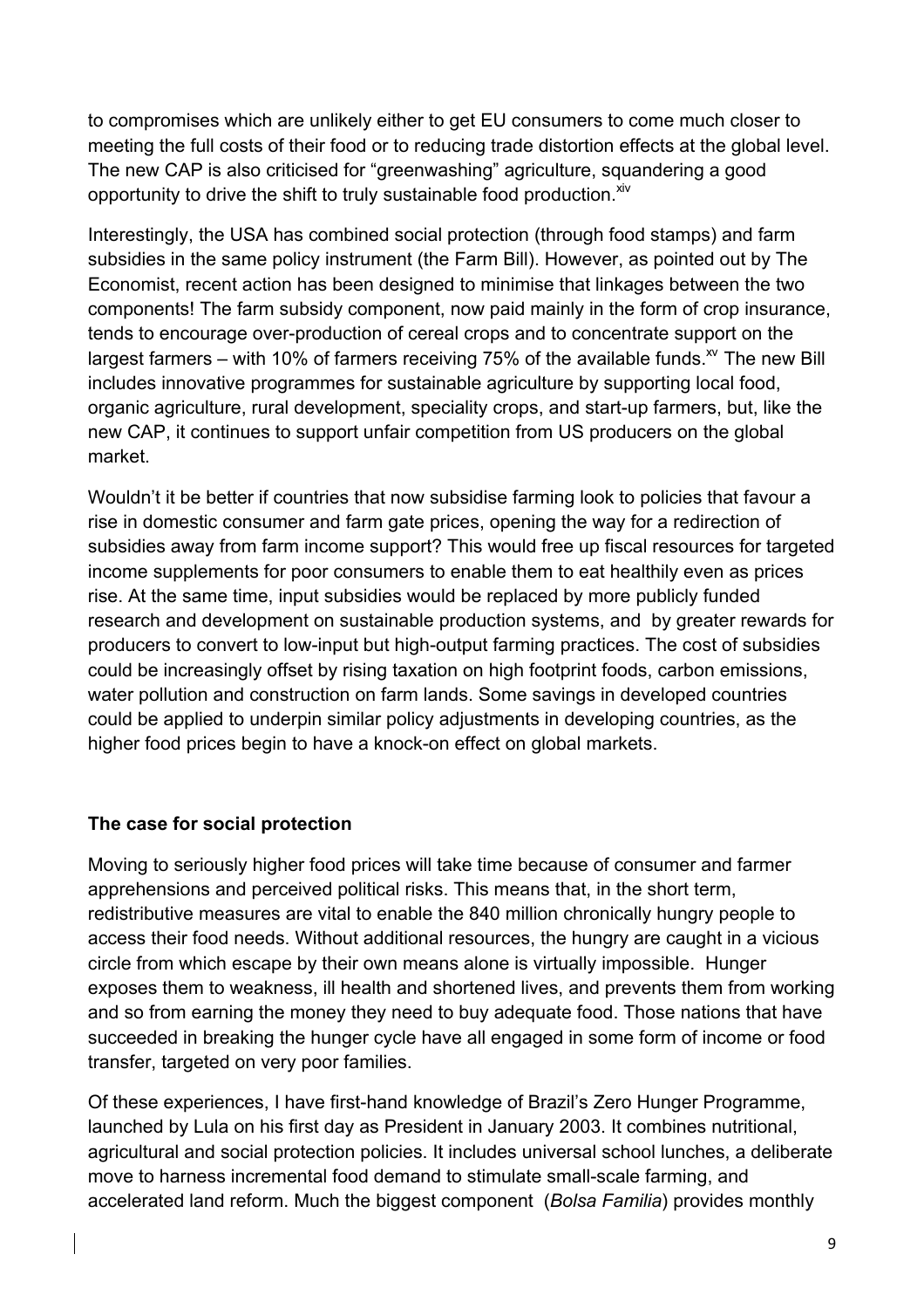to compromises which are unlikely either to get EU consumers to come much closer to meeting the full costs of their food or to reducing trade distortion effects at the global level. The new CAP is also criticised for "greenwashing" agriculture, squandering a good opportunity to drive the shift to truly sustainable food production.[xiv]

Interestingly, the USA has combined social protection (through food stamps) and farm subsidies in the same policy instrument (the Farm Bill). However, as pointed out by The Economist, recent action has been designed to minimise that linkages between the two components! The farm subsidy component, now paid mainly in the form of crop insurance, tends to encourage over-production of cereal crops and to concentrate support on the largest farmers – with 10% of farmers receiving 75% of the available funds.[xv] The new Bill includes innovative programmes for sustainable agriculture by supporting local food, organic agriculture, rural development, speciality crops, and start-up farmers, but, like the new CAP, it continues to support unfair competition from US producers on the global market.

Wouldn't it be better if countries that now subsidise farming look to policies that favour a rise in domestic consumer and farm gate prices, opening the way for a redirection of subsidies away from farm income support? This would free up fiscal resources for targeted income supplements for poor consumers to enable them to eat healthily even as prices rise. At the same time, input subsidies would be replaced by more publicly funded research and development on sustainable production systems, and by greater rewards for producers to convert to low-input but high-output farming practices. The cost of subsidies could be increasingly offset by rising taxation on high footprint foods, carbon emissions, water pollution and construction on farm lands. Some savings in developed countries could be applied to underpin similar policy adjustments in developing countries, as the higher food prices begin to have a knock-on effect on global markets.

**The case for social protection**

Moving to seriously higher food prices will take time because of consumer and farmer apprehensions and perceived political risks. This means that, in the short term, redistributive measures are vital to enable the 840 million chronically hungry people to access their food needs. Without additional resources, the hungry are caught in a vicious circle from which escape by their own means alone is virtually impossible. Hunger exposes them to weakness, ill health and shortened lives, and prevents them from working and so from earning the money they need to buy adequate food. Those nations that have succeeded in breaking the hunger cycle have all engaged in some form of income or food transfer, targeted on very poor families.

Of these experiences, I have first-hand knowledge of Brazil's Zero Hunger Programme, launched by Lula on his first day as President in January 2003. It combines nutritional, agricultural and social protection policies. It includes universal school lunches, a deliberate move to harness incremental food demand to stimulate small-scale farming, and accelerated land reform. Much the biggest component (*Bolsa Familia*) provides monthly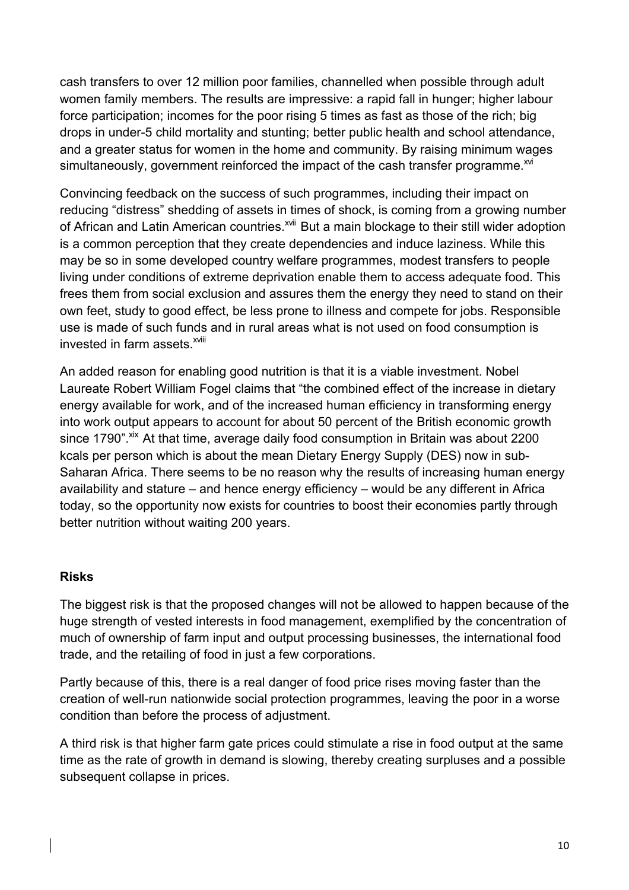cash transfers to over 12 million poor families, channelled when possible through adult women family members. The results are impressive: a rapid fall in hunger; higher labour force participation; incomes for the poor rising 5 times as fast as those of the rich; big drops in under-5 child mortality and stunting; better public health and school attendance, and a greater status for women in the home and community. By raising minimum wages simultaneously, government reinforced the impact of the cash transfer programme.[xvi]

Convincing feedback on the success of such programmes, including their impact on reducing "distress" shedding of assets in times of shock, is coming from a growing number of African and Latin American countries.[xvii] But a main blockage to their still wider adoption is a common perception that they create dependencies and induce laziness. While this may be so in some developed country welfare programmes, modest transfers to people living under conditions of extreme deprivation enable them to access adequate food. This frees them from social exclusion and assures them the energy they need to stand on their own feet, study to good effect, be less prone to illness and compete for jobs. Responsible use is made of such funds and in rural areas what is not used on food consumption is invested in farm assets.[xviii]

An added reason for enabling good nutrition is that it is a viable investment. Nobel Laureate Robert William Fogel claims that "the combined effect of the increase in dietary energy available for work, and of the increased human efficiency in transforming energy into work output appears to account for about 50 percent of the British economic growth since 1790".[xix] At that time, average daily food consumption in Britain was about 2200 kcals per person which is about the mean Dietary Energy Supply (DES) now in sub-Saharan Africa. There seems to be no reason why the results of increasing human energy availability and stature – and hence energy efficiency – would be any different in Africa today, so the opportunity now exists for countries to boost their economies partly through better nutrition without waiting 200 years.

## Risks

The biggest risk is that the proposed changes will not be allowed to happen because of the huge strength of vested interests in food management, exemplified by the concentration of much of ownership of farm input and output processing businesses, the international food trade, and the retailing of food in just a few corporations.

Partly because of this, there is a real danger of food price rises moving faster than the creation of well-run nationwide social protection programmes, leaving the poor in a worse condition than before the process of adjustment.

A third risk is that higher farm gate prices could stimulate a rise in food output at the same time as the rate of growth in demand is slowing, thereby creating surpluses and a possible subsequent collapse in prices.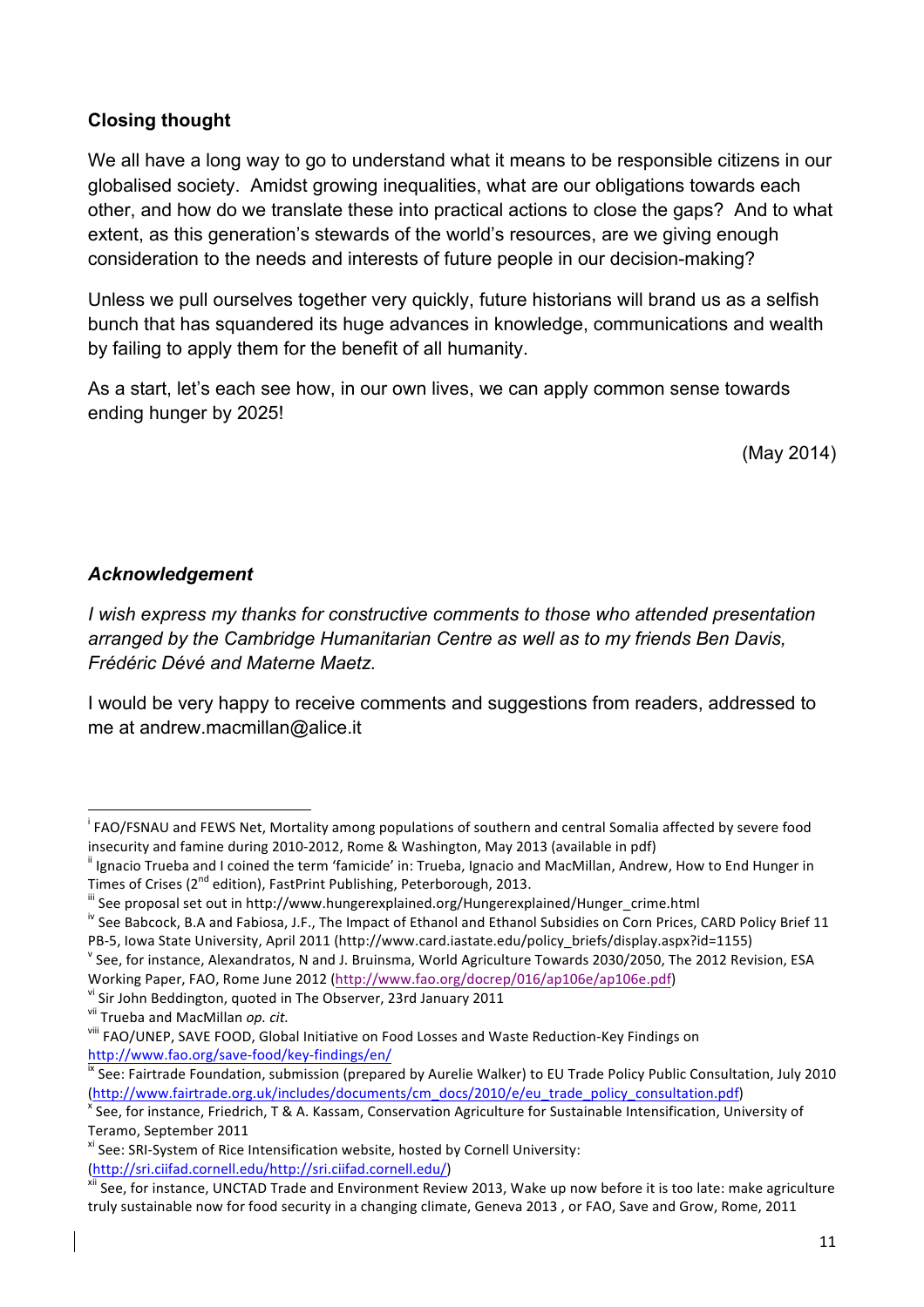### Closing thought

We all have a long way to go to understand what it means to be responsible citizens in our globalised society. Amidst growing inequalities, what are our obligations towards each other, and how do we translate these into practical actions to close the gaps? And to what extent, as this generation's stewards of the world's resources, are we giving enough consideration to the needs and interests of future people in our decision-making?

Unless we pull ourselves together very quickly, future historians will brand us as a selfish bunch that has squandered its huge advances in knowledge, communications and wealth by failing to apply them for the benefit of all humanity.

As a start, let's each see how, in our own lives, we can apply common sense towards ending hunger by 2025!

(May 2014)

### *Acknowledgement*

*I wish express my thanks for constructive comments to those who attended presentation arranged by the Cambridge Humanitarian Centre as well as to my friends Ben Davis, Frédéric Dévé and Materne Maetz.*

I would be very happy to receive comments and suggestions from readers, addressed to me at andrew.macmillan@alice.it

---

[i] FAO/FSNAU and FEWS Net, Mortality among populations of southern and central Somalia affected by severe food insecurity and famine during 2010-2012, Rome & Washington, May 2013 (available in pdf)

[ii] Ignacio Trueba and I coined the term 'famicide' in: Trueba, Ignacio and MacMillan, Andrew, How to End Hunger in Times of Crises (2nd edition), FastPrint Publishing, Peterborough, 2013.

[iii] See proposal set out in http://www.hungerexplained.org/Hungerexplained/Hunger_crime.html

[iv] See Babcock, B.A and Fabiosa, J.F., The Impact of Ethanol and Ethanol Subsidies on Corn Prices, CARD Policy Brief 11 PB-5, Iowa State University, April 2011 (http://www.card.iastate.edu/policy_briefs/display.aspx?id=1155)

[v] See, for instance, Alexandratos, N and J. Bruinsma, World Agriculture Towards 2030/2050, The 2012 Revision, ESA Working Paper, FAO, Rome June 2012 (http://www.fao.org/docrep/016/ap106e/ap106e.pdf)

[vi] Sir John Beddington, quoted in The Observer, 23rd January 2011

[vii] Trueba and MacMillan *op. cit.*

[viii] FAO/UNEP, SAVE FOOD, Global Initiative on Food Losses and Waste Reduction-Key Findings on http://www.fao.org/save-food/key-findings/en/

[ix] See: Fairtrade Foundation, submission (prepared by Aurelie Walker) to EU Trade Policy Public Consultation, July 2010 (http://www.fairtrade.org.uk/includes/documents/cm_docs/2010/e/eu_trade_policy_consultation.pdf)

[x] See, for instance, Friedrich, T & A. Kassam, Conservation Agriculture for Sustainable Intensification, University of Teramo, September 2011

[xi] See: SRI-System of Rice Intensification website, hosted by Cornell University: (http://sri.ciifad.cornell.edu/http://sri.ciifad.cornell.edu/)

[xii] See, for instance, UNCTAD Trade and Environment Review 2013, Wake up now before it is too late: make agriculture truly sustainable now for food security in a changing climate, Geneva 2013 , or FAO, Save and Grow, Rome, 2011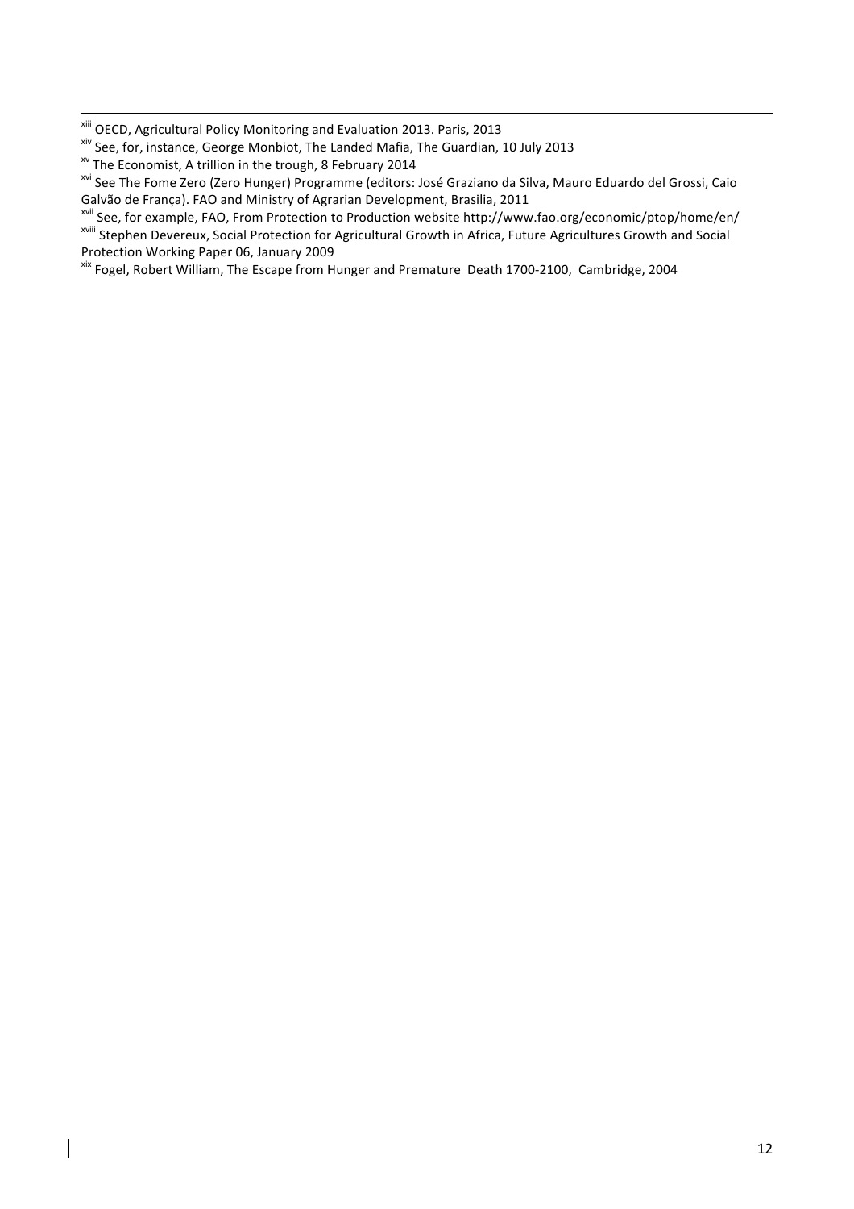[xiii] OECD, Agricultural Policy Monitoring and Evaluation 2013. Paris, 2013

[xiv] See, for, instance, George Monbiot, The Landed Mafia, The Guardian, 10 July 2013

[xv] The Economist, A trillion in the trough, 8 February 2014

[xvi] See The Fome Zero (Zero Hunger) Programme (editors: José Graziano da Silva, Mauro Eduardo del Grossi, Caio Galvão de França). FAO and Ministry of Agrarian Development, Brasilia, 2011

[xvii] See, for example, FAO, From Protection to Production website http://www.fao.org/economic/ptop/home/en/

[xviii] Stephen Devereux, Social Protection for Agricultural Growth in Africa, Future Agricultures Growth and Social Protection Working Paper 06, January 2009

[xix] Fogel, Robert William, The Escape from Hunger and Premature Death 1700-2100, Cambridge, 2004